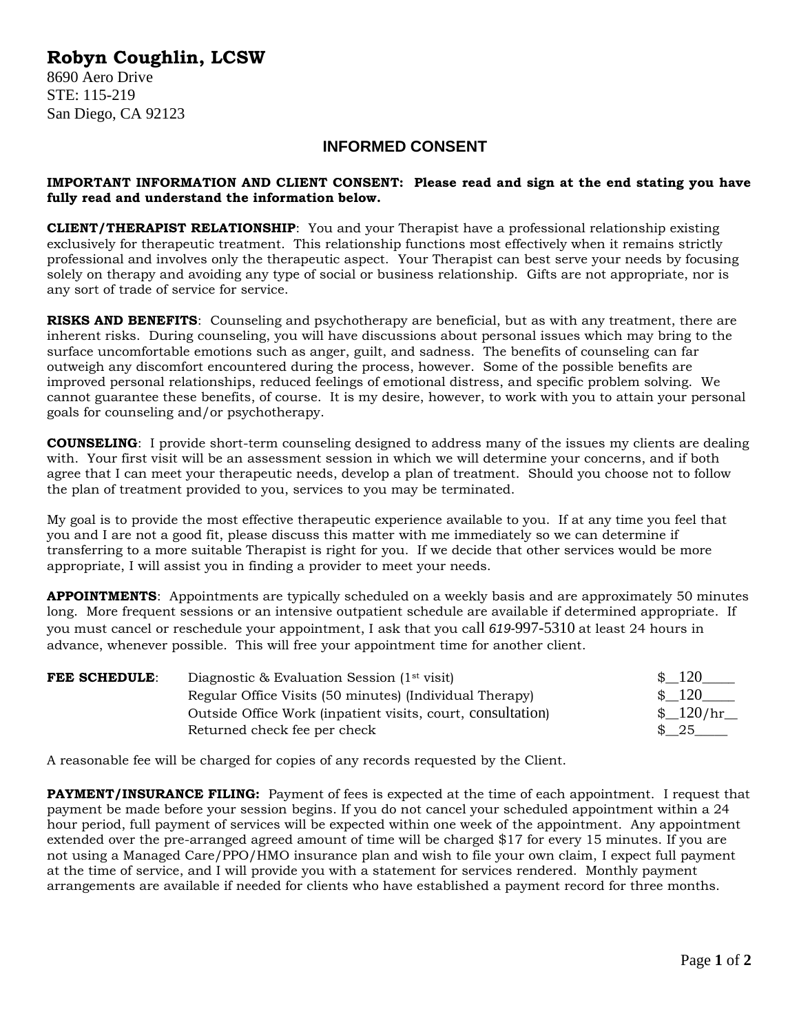# Robyn Coughlin, LCSW

8690 Aero Drive
STE: 115-219
San Diego, CA 92123

## INFORMED CONSENT

**IMPORTANT INFORMATION AND CLIENT CONSENT: Please read and sign at the end stating you have fully read and understand the information below.**

**CLIENT/THERAPIST RELATIONSHIP**: You and your Therapist have a professional relationship existing exclusively for therapeutic treatment. This relationship functions most effectively when it remains strictly professional and involves only the therapeutic aspect. Your Therapist can best serve your needs by focusing solely on therapy and avoiding any type of social or business relationship. Gifts are not appropriate, nor is any sort of trade of service for service.

**RISKS AND BENEFITS**: Counseling and psychotherapy are beneficial, but as with any treatment, there are inherent risks. During counseling, you will have discussions about personal issues which may bring to the surface uncomfortable emotions such as anger, guilt, and sadness. The benefits of counseling can far outweigh any discomfort encountered during the process, however. Some of the possible benefits are improved personal relationships, reduced feelings of emotional distress, and specific problem solving. We cannot guarantee these benefits, of course. It is my desire, however, to work with you to attain your personal goals for counseling and/or psychotherapy.

**COUNSELING**: I provide short-term counseling designed to address many of the issues my clients are dealing with. Your first visit will be an assessment session in which we will determine your concerns, and if both agree that I can meet your therapeutic needs, develop a plan of treatment. Should you choose not to follow the plan of treatment provided to you, services to you may be terminated.

My goal is to provide the most effective therapeutic experience available to you. If at any time you feel that you and I are not a good fit, please discuss this matter with me immediately so we can determine if transferring to a more suitable Therapist is right for you. If we decide that other services would be more appropriate, I will assist you in finding a provider to meet your needs.

**APPOINTMENTS**: Appointments are typically scheduled on a weekly basis and are approximately 50 minutes long. More frequent sessions or an intensive outpatient schedule are available if determined appropriate. If you must cancel or reschedule your appointment, I ask that you call *619*-997-5310 at least 24 hours in advance, whenever possible. This will free your appointment time for another client.

| **FEE SCHEDULE**: | | |
|---|---|---|
| | Diagnostic & Evaluation Session (1st visit) | $__120____ |
| | Regular Office Visits (50 minutes) (Individual Therapy) | $__120____ |
| | Outside Office Work (inpatient visits, court, consultation) | $__120/hr__ |
| | Returned check fee per check | $__25____ |

A reasonable fee will be charged for copies of any records requested by the Client.

**PAYMENT/INSURANCE FILING:** Payment of fees is expected at the time of each appointment. I request that payment be made before your session begins. If you do not cancel your scheduled appointment within a 24 hour period, full payment of services will be expected within one week of the appointment. Any appointment extended over the pre-arranged agreed amount of time will be charged $17 for every 15 minutes. If you are not using a Managed Care/PPO/HMO insurance plan and wish to file your own claim, I expect full payment at the time of service, and I will provide you with a statement for services rendered. Monthly payment arrangements are available if needed for clients who have established a payment record for three months.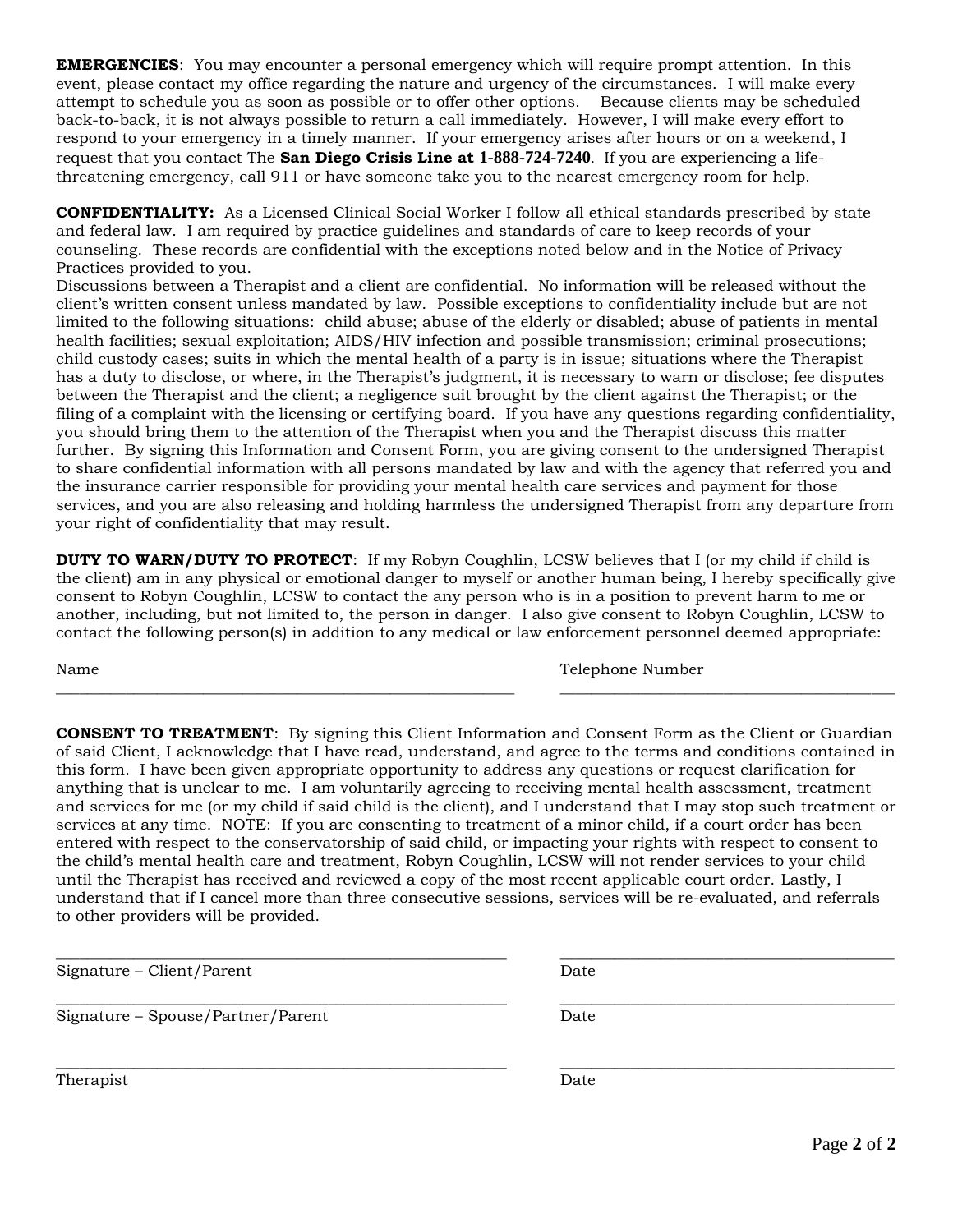**EMERGENCIES**: You may encounter a personal emergency which will require prompt attention. In this event, please contact my office regarding the nature and urgency of the circumstances. I will make every attempt to schedule you as soon as possible or to offer other options. Because clients may be scheduled back-to-back, it is not always possible to return a call immediately. However, I will make every effort to respond to your emergency in a timely manner. If your emergency arises after hours or on a weekend, I request that you contact The **San Diego Crisis Line at 1-888-724-7240**. If you are experiencing a life-threatening emergency, call 911 or have someone take you to the nearest emergency room for help.

**CONFIDENTIALITY:** As a Licensed Clinical Social Worker I follow all ethical standards prescribed by state and federal law. I am required by practice guidelines and standards of care to keep records of your counseling. These records are confidential with the exceptions noted below and in the Notice of Privacy Practices provided to you.

Discussions between a Therapist and a client are confidential. No information will be released without the client's written consent unless mandated by law. Possible exceptions to confidentiality include but are not limited to the following situations: child abuse; abuse of the elderly or disabled; abuse of patients in mental health facilities; sexual exploitation; AIDS/HIV infection and possible transmission; criminal prosecutions; child custody cases; suits in which the mental health of a party is in issue; situations where the Therapist has a duty to disclose, or where, in the Therapist's judgment, it is necessary to warn or disclose; fee disputes between the Therapist and the client; a negligence suit brought by the client against the Therapist; or the filing of a complaint with the licensing or certifying board. If you have any questions regarding confidentiality, you should bring them to the attention of the Therapist when you and the Therapist discuss this matter further. By signing this Information and Consent Form, you are giving consent to the undersigned Therapist to share confidential information with all persons mandated by law and with the agency that referred you and the insurance carrier responsible for providing your mental health care services and payment for those services, and you are also releasing and holding harmless the undersigned Therapist from any departure from your right of confidentiality that may result.

**DUTY TO WARN/DUTY TO PROTECT**: If my Robyn Coughlin, LCSW believes that I (or my child if child is the client) am in any physical or emotional danger to myself or another human being, I hereby specifically give consent to Robyn Coughlin, LCSW to contact the any person who is in a position to prevent harm to me or another, including, but not limited to, the person in danger. I also give consent to Robyn Coughlin, LCSW to contact the following person(s) in addition to any medical or law enforcement personnel deemed appropriate:

Name ______________________________ Telephone Number ______________________________

**CONSENT TO TREATMENT**: By signing this Client Information and Consent Form as the Client or Guardian of said Client, I acknowledge that I have read, understand, and agree to the terms and conditions contained in this form. I have been given appropriate opportunity to address any questions or request clarification for anything that is unclear to me. I am voluntarily agreeing to receiving mental health assessment, treatment and services for me (or my child if said child is the client), and I understand that I may stop such treatment or services at any time. NOTE: If you are consenting to treatment of a minor child, if a court order has been entered with respect to the conservatorship of said child, or impacting your rights with respect to consent to the child's mental health care and treatment, Robyn Coughlin, LCSW will not render services to your child until the Therapist has received and reviewed a copy of the most recent applicable court order. Lastly, I understand that if I cancel more than three consecutive sessions, services will be re-evaluated, and referrals to other providers will be provided.

______________________________ ______________________________
Signature – Client/Parent Date

______________________________ ______________________________
Signature – Spouse/Partner/Parent Date

______________________________ ______________________________
Therapist Date